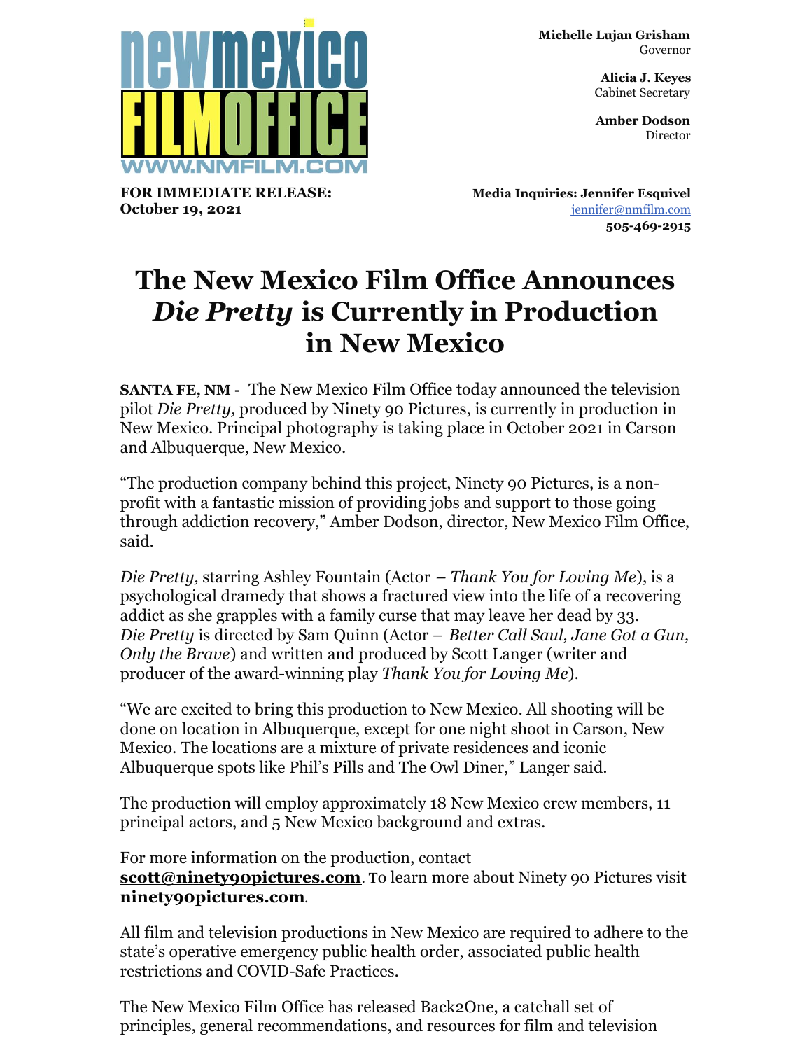Michelle Lujan Grisham
Governor

Alicia J. Keyes
Cabinet Secretary

Amber Dodson
Director

**FOR IMMEDIATE RELEASE:**
**October 19, 2021**

**Media Inquiries: Jennifer Esquivel**
jennifer@nmfilm.com
**505-469-2915**

# The New Mexico Film Office Announces *Die Pretty* is Currently in Production in New Mexico

**SANTA FE, NM -** The New Mexico Film Office today announced the television pilot *Die Pretty,* produced by Ninety 90 Pictures, is currently in production in New Mexico. Principal photography is taking place in October 2021 in Carson and Albuquerque, New Mexico.

"The production company behind this project, Ninety 90 Pictures, is a non-profit with a fantastic mission of providing jobs and support to those going through addiction recovery," Amber Dodson, director, New Mexico Film Office, said.

*Die Pretty,* starring Ashley Fountain (Actor – *Thank You for Loving Me*), is a psychological dramedy that shows a fractured view into the life of a recovering addict as she grapples with a family curse that may leave her dead by 33. *Die Pretty* is directed by Sam Quinn (Actor – *Better Call Saul, Jane Got a Gun, Only the Brave*) and written and produced by Scott Langer (writer and producer of the award-winning play *Thank You for Loving Me*).

"We are excited to bring this production to New Mexico. All shooting will be done on location in Albuquerque, except for one night shoot in Carson, New Mexico. The locations are a mixture of private residences and iconic Albuquerque spots like Phil's Pills and The Owl Diner," Langer said.

The production will employ approximately 18 New Mexico crew members, 11 principal actors, and 5 New Mexico background and extras.

For more information on the production, contact **scott@ninety90pictures.com**. To learn more about Ninety 90 Pictures visit **ninety90pictures.com**.

All film and television productions in New Mexico are required to adhere to the state's operative emergency public health order, associated public health restrictions and COVID-Safe Practices.

The New Mexico Film Office has released Back2One, a catchall set of principles, general recommendations, and resources for film and television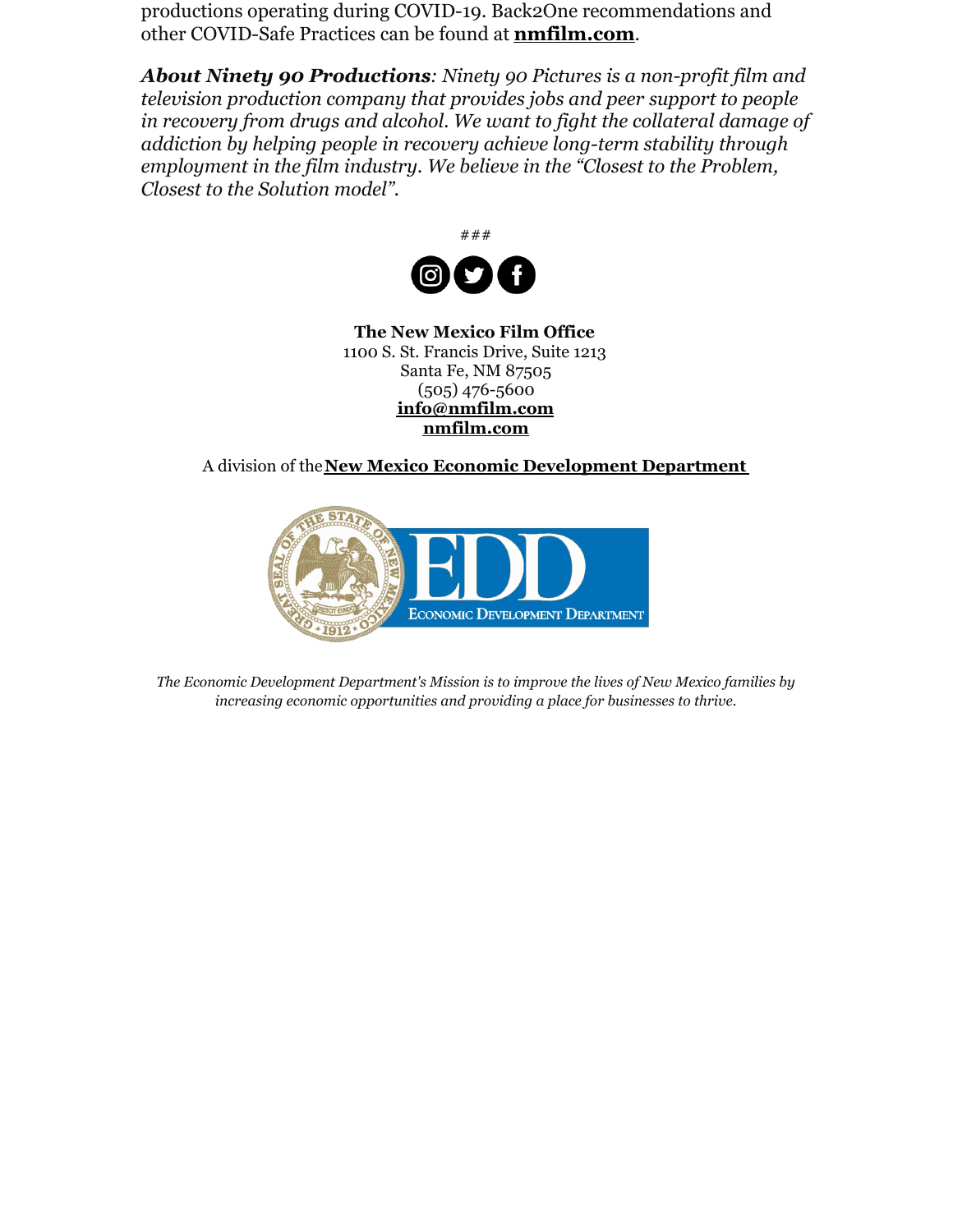productions operating during COVID-19. Back2One recommendations and other COVID-Safe Practices can be found at **nmfilm.com**.

***About Ninety 90 Productions**: Ninety 90 Pictures is a non-profit film and television production company that provides jobs and peer support to people in recovery from drugs and alcohol. We want to fight the collateral damage of addiction by helping people in recovery achieve long-term stability through employment in the film industry. We believe in the "Closest to the Problem, Closest to the Solution model".*

###

**The New Mexico Film Office**
1100 S. St. Francis Drive, Suite 1213
Santa Fe, NM 87505
(505) 476-5600
**info@nmfilm.com**
**nmfilm.com**

A division of the **New Mexico Economic Development Department**

*The Economic Development Department's Mission is to improve the lives of New Mexico families by increasing economic opportunities and providing a place for businesses to thrive.*